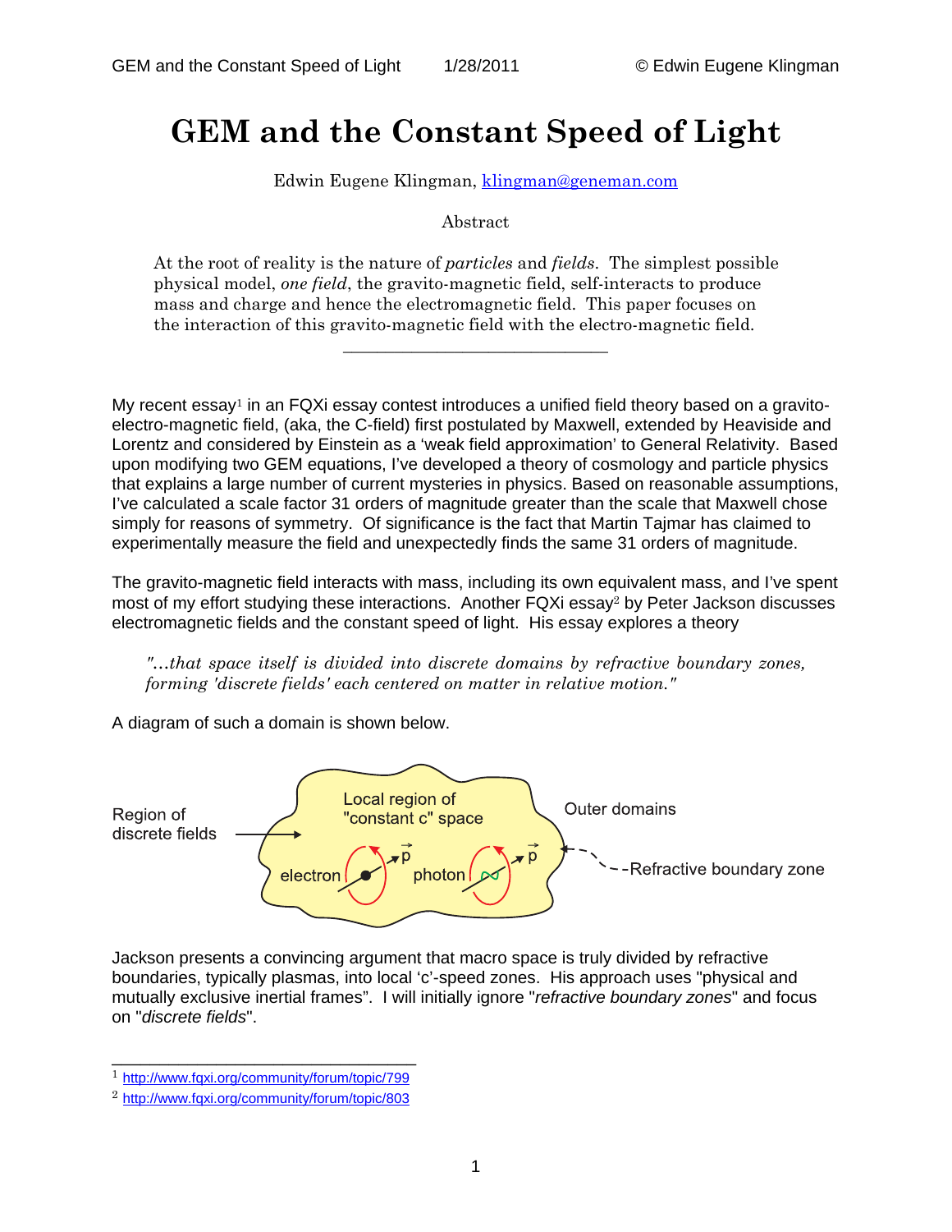# GEM and the Constant Speed of Light

Edwin Eugene Klingman, klingman@geneman.com

Abstract

At the root of reality is the nature of *particles* and *fields*. The simplest possible physical model, *one field*, the gravito-magnetic field, self-interacts to produce mass and charge and hence the electromagnetic field. This paper focuses on the interaction of this gravito-magnetic field with the electro-magnetic field.

---

My recent essay[1] in an FQXi essay contest introduces a unified field theory based on a gravito-electro-magnetic field, (aka, the C-field) first postulated by Maxwell, extended by Heaviside and Lorentz and considered by Einstein as a 'weak field approximation' to General Relativity. Based upon modifying two GEM equations, I've developed a theory of cosmology and particle physics that explains a large number of current mysteries in physics. Based on reasonable assumptions, I've calculated a scale factor 31 orders of magnitude greater than the scale that Maxwell chose simply for reasons of symmetry. Of significance is the fact that Martin Tajmar has claimed to experimentally measure the field and unexpectedly finds the same 31 orders of magnitude.

The gravito-magnetic field interacts with mass, including its own equivalent mass, and I've spent most of my effort studying these interactions. Another FQXi essay[2] by Peter Jackson discusses electromagnetic fields and the constant speed of light. His essay explores a theory

> *"...that space itself is divided into discrete domains by refractive boundary zones, forming 'discrete fields' each centered on matter in relative motion."*

A diagram of such a domain is shown below.

Region of discrete fields → Local region of "constant c" space; electron $\vec{p}$; photon $\vec{p}$; Outer domains; Refractive boundary zone

Jackson presents a convincing argument that macro space is truly divided by refractive boundaries, typically plasmas, into local 'c'-speed zones. His approach uses "physical and mutually exclusive inertial frames". I will initially ignore "*refractive boundary zones*" and focus on "*discrete fields*".

---

[1] http://www.fqxi.org/community/forum/topic/799

[2] http://www.fqxi.org/community/forum/topic/803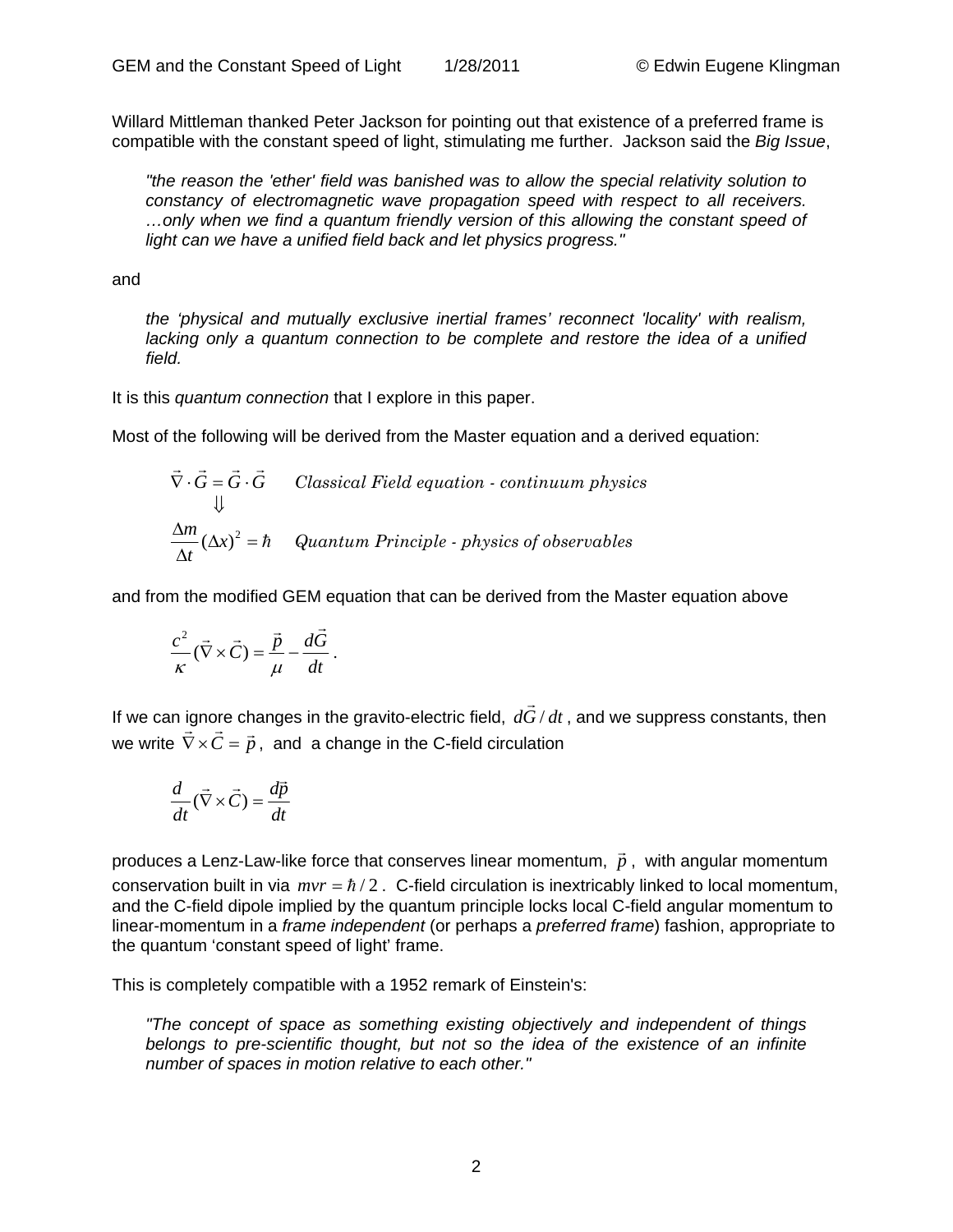Willard Mittleman thanked Peter Jackson for pointing out that existence of a preferred frame is compatible with the constant speed of light, stimulating me further. Jackson said the *Big Issue*,

> *"the reason the 'ether' field was banished was to allow the special relativity solution to constancy of electromagnetic wave propagation speed with respect to all receivers. …only when we find a quantum friendly version of this allowing the constant speed of light can we have a unified field back and let physics progress."*

and

> *the 'physical and mutually exclusive inertial frames' reconnect 'locality' with realism, lacking only a quantum connection to be complete and restore the idea of a unified field.*

It is this *quantum connection* that I explore in this paper.

Most of the following will be derived from the Master equation and a derived equation:

$$\vec{\nabla} \cdot \vec{G} = \vec{G} \cdot \vec{G} \qquad \textit{Classical Field equation - continuum physics}$$

$$\Downarrow$$

$$\frac{\Delta m}{\Delta t}(\Delta x)^2 = \hbar \qquad \textit{Quantum Principle - physics of observables}$$

and from the modified GEM equation that can be derived from the Master equation above

$$\frac{c^2}{\kappa}(\vec{\nabla} \times \vec{C}) = \frac{\vec{p}}{\mu} - \frac{d\vec{G}}{dt}.$$

If we can ignore changes in the gravito-electric field, $d\vec{G}/dt$, and we suppress constants, then we write $\vec{\nabla} \times \vec{C} = \vec{p}$, and a change in the C-field circulation

$$\frac{d}{dt}(\vec{\nabla} \times \vec{C}) = \frac{d\vec{p}}{dt}$$

produces a Lenz-Law-like force that conserves linear momentum, $\vec{p}$, with angular momentum conservation built in via $mvr = \hbar/2$. C-field circulation is inextricably linked to local momentum, and the C-field dipole implied by the quantum principle locks local C-field angular momentum to linear-momentum in a *frame independent* (or perhaps a *preferred frame*) fashion, appropriate to the quantum 'constant speed of light' frame.

This is completely compatible with a 1952 remark of Einstein's:

> *"The concept of space as something existing objectively and independent of things belongs to pre-scientific thought, but not so the idea of the existence of an infinite number of spaces in motion relative to each other."*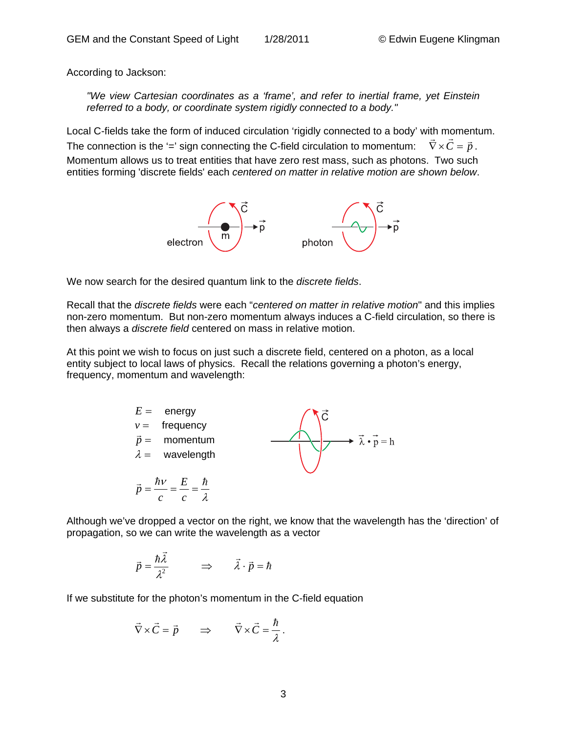According to Jackson:

> *"We view Cartesian coordinates as a 'frame', and refer to inertial frame, yet Einstein referred to a body, or coordinate system rigidly connected to a body."*

Local C-fields take the form of induced circulation 'rigidly connected to a body' with momentum. The connection is the '=' sign connecting the C-field circulation to momentum: $\vec{\nabla} \times \vec{C} = \vec{p}$. Momentum allows us to treat entities that have zero rest mass, such as photons. Two such entities forming 'discrete fields' each *centered on matter in relative motion are shown below*.

We now search for the desired quantum link to the *discrete fields*.

Recall that the *discrete fields* were each "*centered on matter in relative motion*" and this implies non-zero momentum. But non-zero momentum always induces a C-field circulation, so there is then always a *discrete field* centered on mass in relative motion.

At this point we wish to focus on just such a discrete field, centered on a photon, as a local entity subject to local laws of physics. Recall the relations governing a photon's energy, frequency, momentum and wavelength:

$E =$ energy
$\nu =$ frequency
$\vec{p} =$ momentum
$\lambda =$ wavelength

$$\vec{p} = \frac{\hbar \nu}{c} = \frac{E}{c} = \frac{\hbar}{\lambda}$$

$$\vec{\lambda} \bullet \vec{p} = h$$

Although we've dropped a vector on the right, we know that the wavelength has the 'direction' of propagation, so we can write the wavelength as a vector

$$\vec{p} = \frac{\hbar \vec{\lambda}}{\lambda^2} \qquad \Rightarrow \qquad \vec{\lambda} \cdot \vec{p} = \hbar$$

If we substitute for the photon's momentum in the C-field equation

$$\vec{\nabla} \times \vec{C} = \vec{p} \qquad \Rightarrow \qquad \vec{\nabla} \times \vec{C} = \frac{\hbar}{\lambda}.$$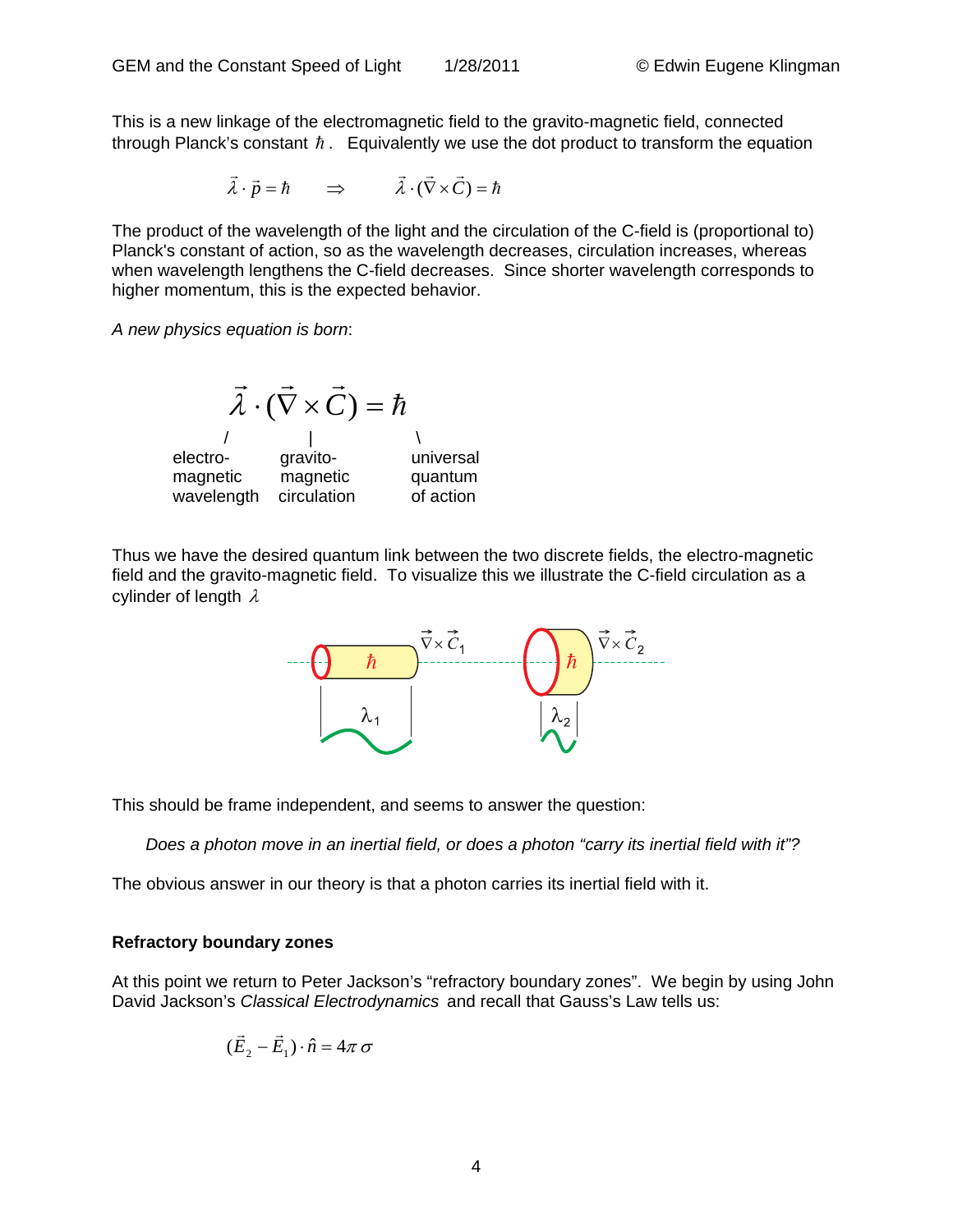This is a new linkage of the electromagnetic field to the gravito-magnetic field, connected through Planck's constant $\hbar$. Equivalently we use the dot product to transform the equation

$$\vec{\lambda} \cdot \vec{p} = \hbar \qquad \Rightarrow \qquad \vec{\lambda} \cdot (\vec{\nabla} \times \vec{C}) = \hbar$$

The product of the wavelength of the light and the circulation of the C-field is (proportional to) Planck's constant of action, so as the wavelength decreases, circulation increases, whereas when wavelength lengthens the C-field decreases. Since shorter wavelength corresponds to higher momentum, this is the expected behavior.

*A new physics equation is born*:

$$\vec{\lambda} \cdot (\vec{\nabla} \times \vec{C}) = \hbar$$

```
      /              |              \
electro-        gravito-        universal
magnetic        magnetic        quantum
wavelength      circulation     of action
```

Thus we have the desired quantum link between the two discrete fields, the electro-magnetic field and the gravito-magnetic field. To visualize this we illustrate the C-field circulation as a cylinder of length $\lambda$

$\vec{\nabla} \times \vec{C}_1$ $\hbar$ $\lambda_1$ $\vec{\nabla} \times \vec{C}_2$ $\hbar$ $\lambda_2$

This should be frame independent, and seems to answer the question:

*Does a photon move in an inertial field, or does a photon "carry its inertial field with it"?*

The obvious answer in our theory is that a photon carries its inertial field with it.

**Refractory boundary zones**

At this point we return to Peter Jackson's "refractory boundary zones". We begin by using John David Jackson's *Classical Electrodynamics* and recall that Gauss's Law tells us:

$$(\vec{E}_2 - \vec{E}_1) \cdot \hat{n} = 4\pi\,\sigma$$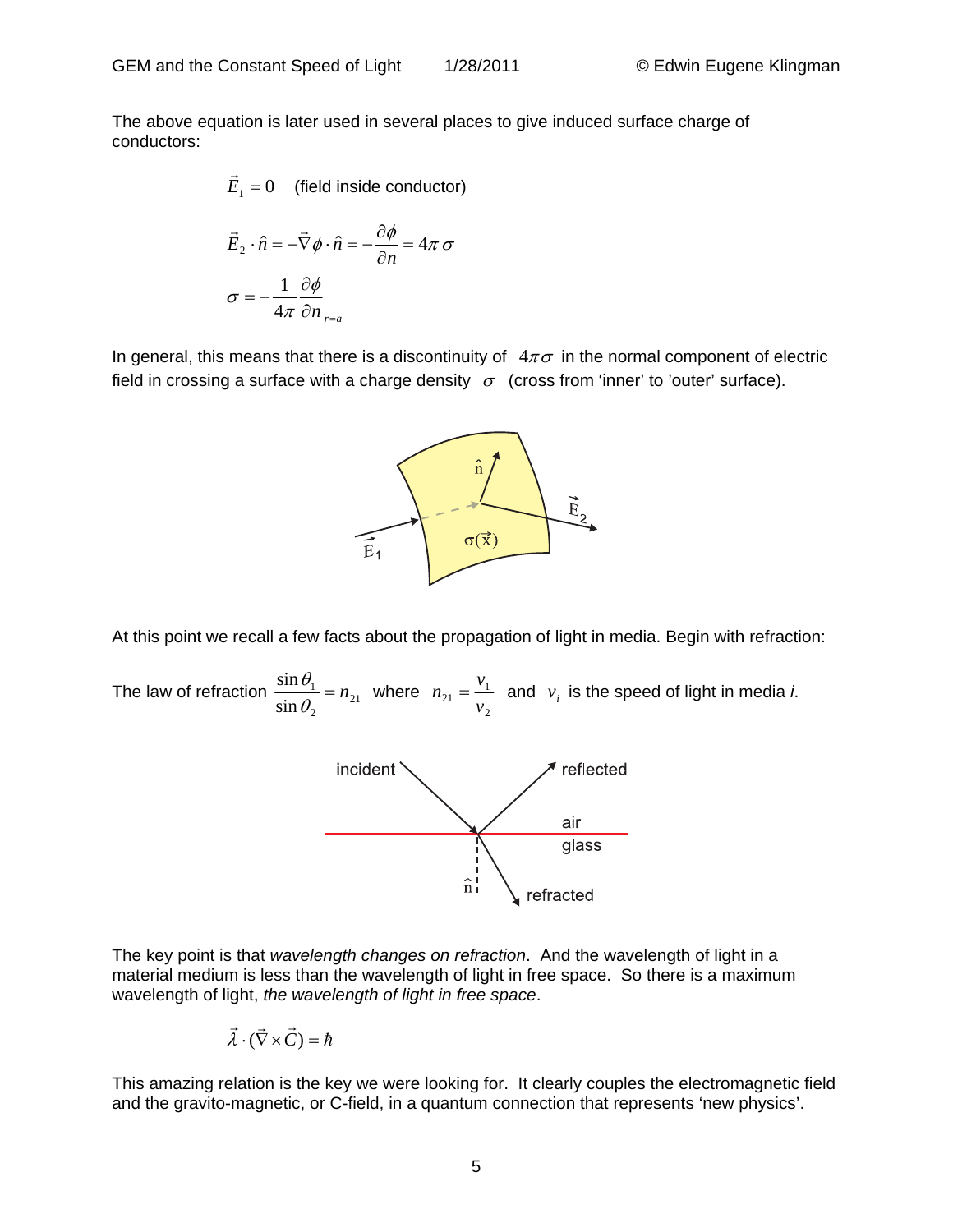The above equation is later used in several places to give induced surface charge of conductors:

$$\vec{E}_1 = 0 \quad \text{(field inside conductor)}$$

$$\vec{E}_2 \cdot \hat{n} = -\vec{\nabla}\phi \cdot \hat{n} = -\frac{\partial \phi}{\partial n} = 4\pi\,\sigma$$

$$\sigma = -\frac{1}{4\pi}\frac{\partial \phi}{\partial n}_{r=a}$$

In general, this means that there is a discontinuity of $4\pi\sigma$ in the normal component of electric field in crossing a surface with a charge density $\sigma$ (cross from 'inner' to 'outer' surface).

At this point we recall a few facts about the propagation of light in media. Begin with refraction:

The law of refraction $\dfrac{\sin\theta_1}{\sin\theta_2} = n_{21}$ where $n_{21} = \dfrac{v_1}{v_2}$ and $v_i$ is the speed of light in media *i*.

The key point is that *wavelength changes on refraction*. And the wavelength of light in a material medium is less than the wavelength of light in free space. So there is a maximum wavelength of light, *the wavelength of light in free space*.

$$\vec{\lambda} \cdot (\vec{\nabla} \times \vec{C}) = \hbar$$

This amazing relation is the key we were looking for. It clearly couples the electromagnetic field and the gravito-magnetic, or C-field, in a quantum connection that represents 'new physics'.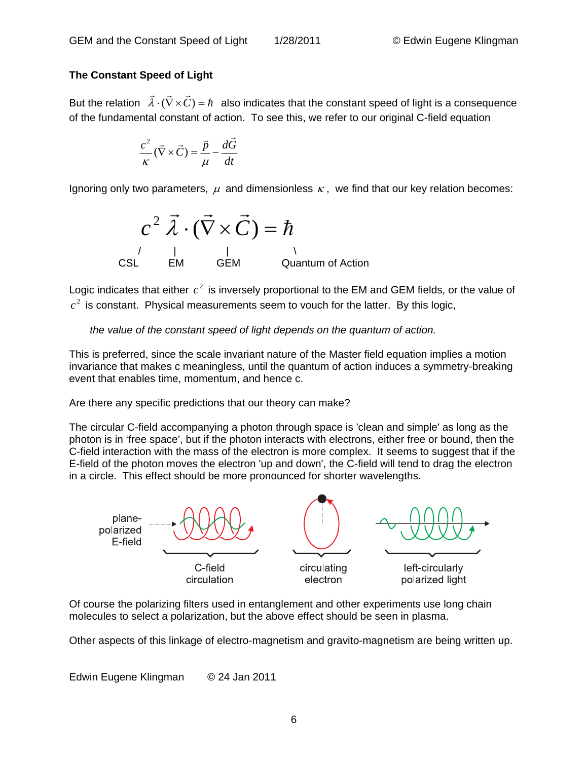## The Constant Speed of Light

But the relation $\vec{\lambda} \cdot (\vec{\nabla} \times \vec{C}) = \hbar$ also indicates that the constant speed of light is a consequence of the fundamental constant of action. To see this, we refer to our original C-field equation

$$\frac{c^2}{\kappa}(\vec{\nabla} \times \vec{C}) = \frac{\vec{p}}{\mu} - \frac{d\vec{G}}{dt}$$

Ignoring only two parameters, $\mu$ and dimensionless $\kappa$, we find that our key relation becomes:

$$c^2 \, \vec{\lambda} \cdot (\vec{\nabla} \times \vec{C}) = \hbar$$

CSL | EM | GEM | Quantum of Action

Logic indicates that either $c^2$ is inversely proportional to the EM and GEM fields, or the value of $c^2$ is constant. Physical measurements seem to vouch for the latter. By this logic,

*the value of the constant speed of light depends on the quantum of action.*

This is preferred, since the scale invariant nature of the Master field equation implies a motion invariance that makes c meaningless, until the quantum of action induces a symmetry-breaking event that enables time, momentum, and hence c.

Are there any specific predictions that our theory can make?

The circular C-field accompanying a photon through space is 'clean and simple' as long as the photon is in 'free space', but if the photon interacts with electrons, either free or bound, then the C-field interaction with the mass of the electron is more complex. It seems to suggest that if the E-field of the photon moves the electron 'up and down', the C-field will tend to drag the electron in a circle. This effect should be more pronounced for shorter wavelengths.

plane-polarized E-field

C-field circulation

circulating electron

left-circularly polarized light

Of course the polarizing filters used in entanglement and other experiments use long chain molecules to select a polarization, but the above effect should be seen in plasma.

Other aspects of this linkage of electro-magnetism and gravito-magnetism are being written up.

Edwin Eugene Klingman © 24 Jan 2011